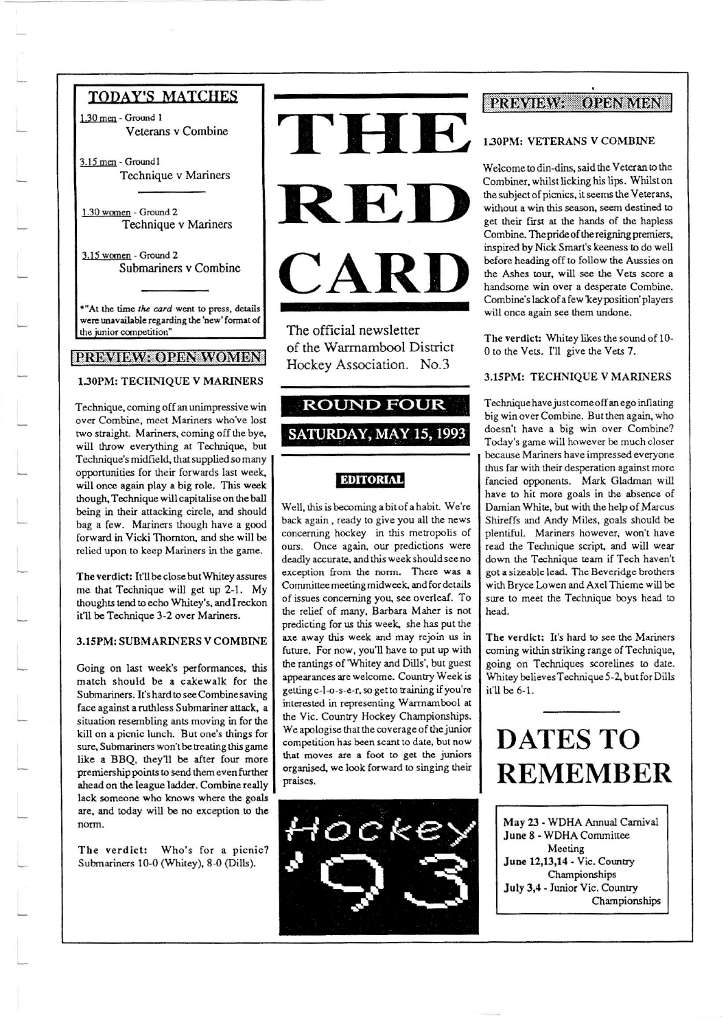# THE RED CARD

The official newsletter of the Warrnambool District Hockey Association. No.3

## ROUND FOUR

## SATURDAY, MAY 15, 1993

## TODAY'S MATCHES

1.30 men - Ground 1
Veterans v Combine

3.15 men - Ground1
Technique v Mariners

---

1.30 women - Ground 2
Technique v Mariners

3.15 women - Ground 2
Submariners v Combine

---

*"At the time *the card* went to press, details were unavailable regarding the 'new' format of the junior competition"

## PREVIEW: OPEN WOMEN

### 1.30PM: TECHNIQUE V MARINERS

Technique, coming off an unimpressive win over Combine, meet Mariners who've lost two straight. Mariners, coming off the bye, will throw everything at Technique, but Technique's midfield, that supplied so many opportunities for their forwards last week, will once again play a big role. This week though, Technique will capitalise on the ball being in their attacking circle, and should bag a few. Mariners though have a good forward in Vicki Thornton, and she will be relied upon to keep Mariners in the game.

**The verdict:** It'll be close but Whitey assures me that Technique will get up 2-1. My thoughts tend to echo Whitey's, and I reckon it'll be Technique 3-2 over Mariners.

### 3.15PM: SUBMARINERS V COMBINE

Going on last week's performances, this match should be a cakewalk for the Submariners. It's hard to see Combine saving face against a ruthless Submariner attack, a situation resembling ants moving in for the kill on a picnic lunch. But one's things for sure, Submariners won't be treating this game like a BBQ, they'll be after four more premiership points to send them even further ahead on the league ladder. Combine really lack someone who knows where the goals are, and today will be no exception to the norm.

**The verdict:** Who's for a picnic? Submariners 10-0 (Whitey), 8-0 (Dills).

## EDITORIAL

Well, this is becoming a bit of a habit. We're back again, ready to give you all the news concerning hockey in this metropolis of ours. Once again, our predictions were deadly accurate, and this week should see no exception from the norm. There was a Committee meeting midweek, and for details of issues concerning you, see overleaf. To the relief of many, Barbara Maher is not predicting for us this week, she has put the axe away this week and may rejoin us in future. For now, you'll have to put up with the rantings of 'Whitey and Dills', but guest appearances are welcome. Country Week is getting c-l-o-s-e-r, so get to training if you're interested in representing Warrnambool at the Vic. Country Hockey Championships. We apologise that the coverage of the junior competition has been scant to date, but now that moves are a foot to get the juniors organised, we look forward to singing their praises.

Hockey '93

## PREVIEW: OPEN MEN

### 1.30PM: VETERANS V COMBINE

Welcome to din-dins, said the Veteran to the Combiner, whilst licking his lips. Whilst on the subject of picnics, it seems the Veterans, without a win this season, seem destined to get their first at the hands of the hapless Combine. The pride of the reigning premiers, inspired by Nick Smart's keeness to do well before heading off to follow the Aussies on the Ashes tour, will see the Vets score a handsome win over a desperate Combine. Combine's lack of a few 'key position' players will once again see them undone.

**The verdict:** Whitey likes the sound of 10-0 to the Vets. I'll give the Vets 7.

### 3.15PM: TECHNIQUE V MARINERS

Technique have just come off an ego inflating big win over Combine. But then again, who doesn't have a big win over Combine? Today's game will however be much closer because Mariners have impressed everyone thus far with their desperation against more fancied opponents. Mark Gladman will have to hit more goals in the absence of Damian White, but with the help of Marcus Shireffs and Andy Miles, goals should be plentiful. Mariners however, won't have read the Technique script, and will wear down the Technique team if Tech haven't got a sizeable lead. The Beveridge brothers with Bryce Lowen and Axel Thieme will be sure to meet the Technique boys head to head.

**The verdict:** It's hard to see the Mariners coming within striking range of Technique, going on Techniques scorelines to date. Whitey believes Technique 5-2, but for Dills it'll be 6-1.

---

# DATES TO REMEMBER

**May 23** - WDHA Annual Carnival
**June 8** - WDHA Committee Meeting
**June 12,13,14** - Vic. Country Championships
**July 3,4** - Junior Vic. Country Championships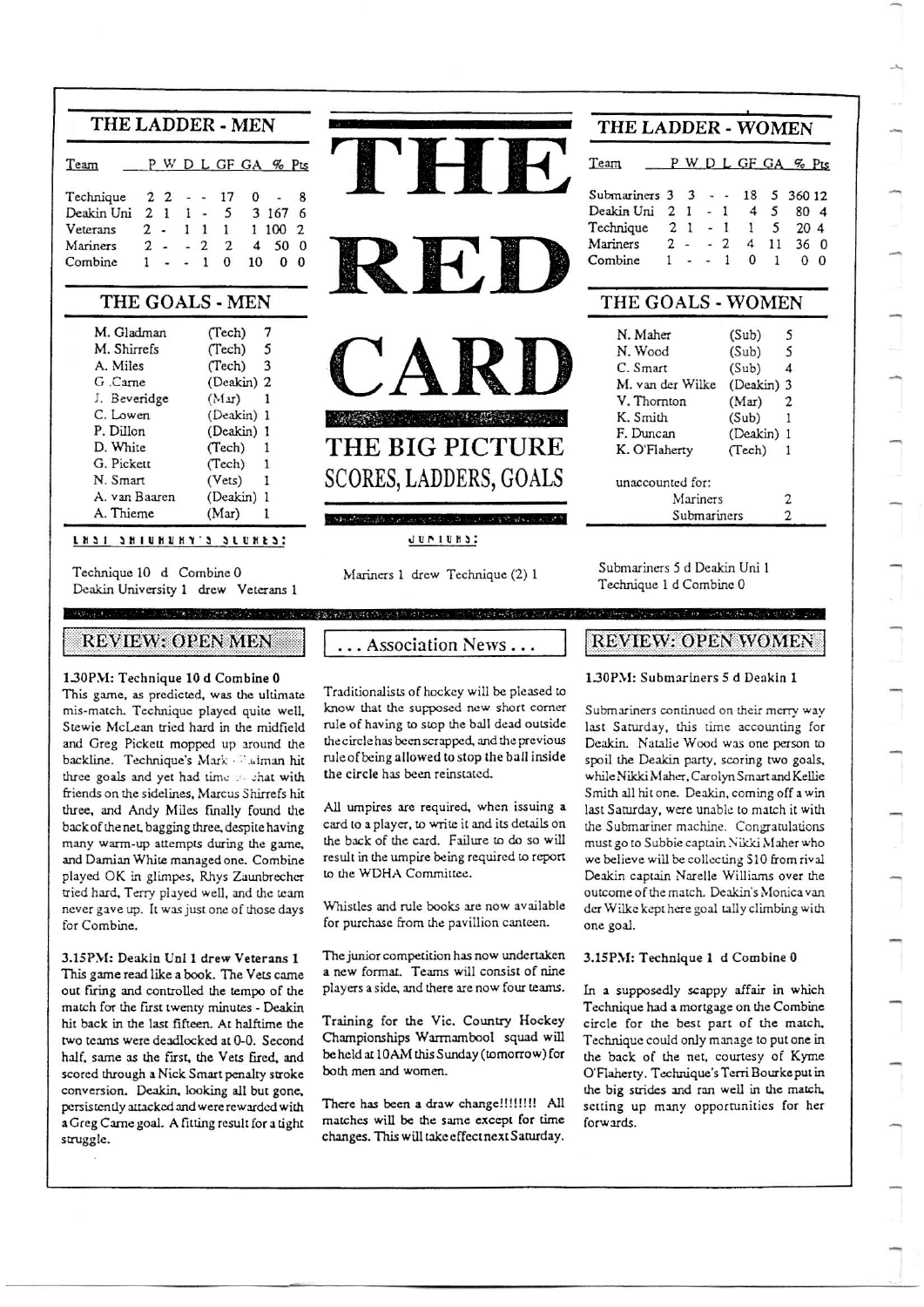## THE LADDER - MEN

| Team | P | W | D | L | GF | GA | % | Pts |
|---|---|---|---|---|---|---|---|---|
| Technique | 2 | 2 | - | - | 17 | 0 | - | 8 |
| Deakin Uni | 2 | 1 | 1 | - | 5 | 3 | 167 | 6 |
| Veterans | 2 | - | 1 | 1 | 1 | 1 | 100 | 2 |
| Mariners | 2 | - | - | 2 | 2 | 4 | 50 | 0 |
| Combine | 1 | - | - | 1 | 0 | 10 | 0 | 0 |

## THE GOALS - MEN

| | | |
|---|---|---|
| M. Gladman | (Tech) | 7 |
| M. Shirrefs | (Tech) | 5 |
| A. Miles | (Tech) | 3 |
| G .Carne | (Deakin) | 2 |
| J. Beveridge | (Mar) | 1 |
| C. Lowen | (Deakin) | 1 |
| P. Dillon | (Deakin) | 1 |
| D. White | (Tech) | 1 |
| G. Pickett | (Tech) | 1 |
| N. Smart | (Vets) | 1 |
| A. van Baaren | (Deakin) | 1 |
| A. Thieme | (Mar) | 1 |

**LAST SATURDAY'S SCORES:**

Technique 10 d Combine 0
Deakin University 1 drew Veterans 1

# THE RED CARD

## THE BIG PICTURE
## SCORES, LADDERS, GOALS

**JUNIORS:**

Mariners 1 drew Technique (2) 1

## THE LADDER - WOMEN

| Team | P | W | D | L | GF | GA | % | Pts |
|---|---|---|---|---|---|---|---|---|
| Submariners | 3 | 3 | - | - | 18 | 5 | 360 | 12 |
| Deakin Uni | 2 | 1 | - | 1 | 4 | 5 | 80 | 4 |
| Technique | 2 | 1 | - | 1 | 1 | 5 | 20 | 4 |
| Mariners | 2 | - | - | 2 | 4 | 11 | 36 | 0 |
| Combine | 1 | - | - | 1 | 0 | 1 | 0 | 0 |

## THE GOALS - WOMEN

| | | |
|---|---|---|
| N. Maher | (Sub) | 5 |
| N. Wood | (Sub) | 5 |
| C. Smart | (Sub) | 4 |
| M. van der Wilke | (Deakin) | 3 |
| V. Thornton | (Mar) | 2 |
| K. Smith | (Sub) | 1 |
| F. Duncan | (Deakin) | 1 |
| K. O'Flaherty | (Tech) | 1 |

unaccounted for:
Mariners 2
Submariners 2

Submariners 5 d Deakin Uni 1
Technique 1 d Combine 0

## REVIEW: OPEN MEN

**1.30PM: Technique 10 d Combine 0**

This game, as predicted, was the ultimate mis-match. Technique played quite well, Stewie McLean tried hard in the midfield and Greg Pickett mopped up around the backline. Technique's Mark Gladman hit three goals and yet had time to chat with friends on the sidelines, Marcus Shirrefs hit three, and Andy Miles finally found the back of the net, bagging three, despite having many warm-up attempts during the game, and Damian White managed one. Combine played OK in glimpses, Rhys Zaunbrecher tried hard, Terry played well, and the team never gave up. It was just one of those days for Combine.

**3.15PM: Deakin Uni 1 drew Veterans 1**

This game read like a book. The Vets came out firing and controlled the tempo of the match for the first twenty minutes - Deakin hit back in the last fifteen. At halftime the two teams were deadlocked at 0-0. Second half, same as the first, the Vets fired, and scored through a Nick Smart penalty stroke conversion. Deakin, looking all but gone, persistently attacked and were rewarded with a Greg Carne goal. A fitting result for a tight struggle.

## ... Association News ...

Traditionalists of hockey will be pleased to know that the supposed new short corner rule of having to stop the ball dead outside the circle has been scrapped, and the previous rule of being allowed to stop the ball inside the circle has been reinstated.

All umpires are required, when issuing a card to a player, to write it and its details on the back of the card. Failure to do so will result in the umpire being required to report to the WDHA Committee.

Whistles and rule books are now available for purchase from the pavillion canteen.

The junior competition has now undertaken a new format. Teams will consist of nine players a side, and there are now four teams.

Training for the Vic. Country Hockey Championships Warrnambool squad will be held at 10AM this Sunday (tomorrow) for both men and women.

There has been a draw change!!!!!!!! All matches will be the same except for time changes. This will take effect next Saturday.

## REVIEW: OPEN WOMEN

**1.30PM: Submariners 5 d Deakin 1**

Submariners continued on their merry way last Saturday, this time accounting for Deakin. Natalie Wood was one person to spoil the Deakin party, scoring two goals, while Nikki Maher, Carolyn Smart and Kellie Smith all hit one. Deakin, coming off a win last Saturday, were unable to match it with the Submariner machine. Congratulations must go to Subbie captain Nikki Maher who we believe will be collecting $10 from rival Deakin captain Narelle Williams over the outcome of the match. Deakin's Monica van der Wilke kept here goal tally climbing with one goal.

**3.15PM: Technique 1 d Combine 0**

In a supposedly scappy affair in which Technique had a mortgage on the Combine circle for the best part of the match, Technique could only manage to put one in the back of the net, courtesy of Kyme O'Flaherty. Technique's Terri Bourke put in the big strides and ran well in the match, setting up many opportunities for her forwards.